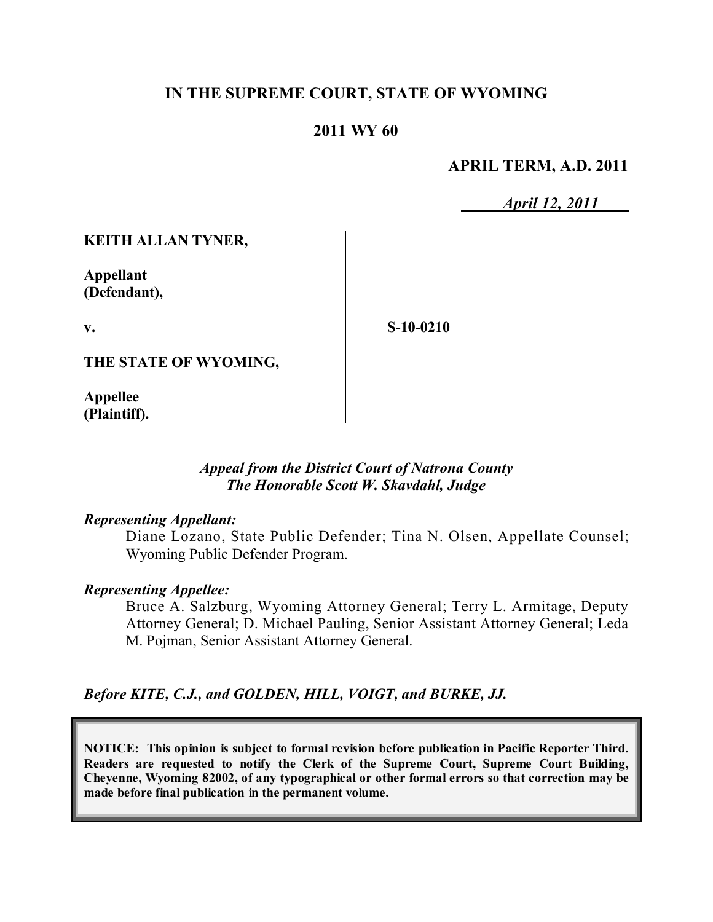**IN THE SUPREME COURT, STATE OF WYOMING**

**2011 WY 60**

**APRIL TERM, A.D. 2011**

*April 12, 2011*

| | |
|---|---|
| **KEITH ALLAN TYNER,**<br><br>**Appellant (Defendant),**<br><br>**v.**<br><br>**THE STATE OF WYOMING,**<br><br>**Appellee (Plaintiff).** | **S-10-0210** |

*Appeal from the District Court of Natrona County*
*The Honorable Scott W. Skavdahl, Judge*

*Representing Appellant:*

Diane Lozano, State Public Defender; Tina N. Olsen, Appellate Counsel; Wyoming Public Defender Program.

*Representing Appellee:*

Bruce A. Salzburg, Wyoming Attorney General; Terry L. Armitage, Deputy Attorney General; D. Michael Pauling, Senior Assistant Attorney General; Leda M. Pojman, Senior Assistant Attorney General.

*Before KITE, C.J., and GOLDEN, HILL, VOIGT, and BURKE, JJ.*

**NOTICE: This opinion is subject to formal revision before publication in Pacific Reporter Third. Readers are requested to notify the Clerk of the Supreme Court, Supreme Court Building, Cheyenne, Wyoming 82002, of any typographical or other formal errors so that correction may be made before final publication in the permanent volume.**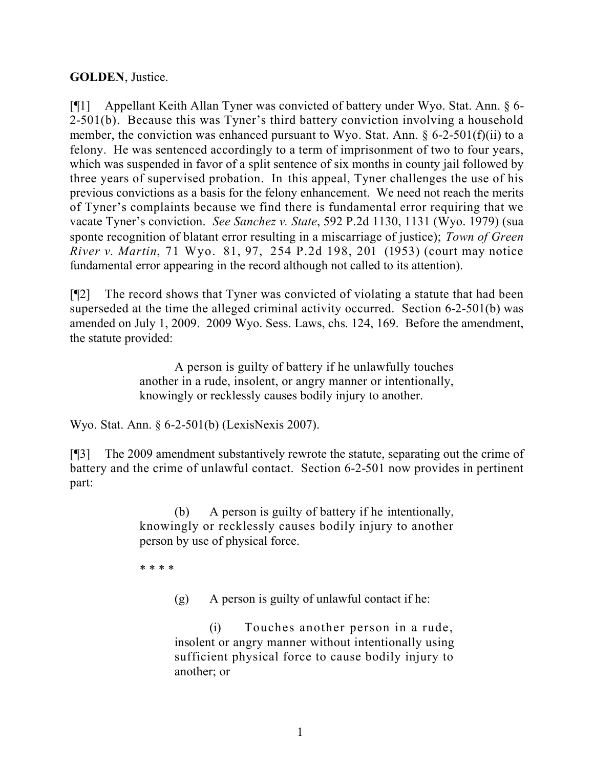**GOLDEN**, Justice.

[¶1] Appellant Keith Allan Tyner was convicted of battery under Wyo. Stat. Ann. § 6-2-501(b). Because this was Tyner's third battery conviction involving a household member, the conviction was enhanced pursuant to Wyo. Stat. Ann. § 6-2-501(f)(ii) to a felony. He was sentenced accordingly to a term of imprisonment of two to four years, which was suspended in favor of a split sentence of six months in county jail followed by three years of supervised probation. In this appeal, Tyner challenges the use of his previous convictions as a basis for the felony enhancement. We need not reach the merits of Tyner's complaints because we find there is fundamental error requiring that we vacate Tyner's conviction. *See Sanchez v. State*, 592 P.2d 1130, 1131 (Wyo. 1979) (sua sponte recognition of blatant error resulting in a miscarriage of justice); *Town of Green River v. Martin*, 71 Wyo. 81, 97, 254 P.2d 198, 201 (1953) (court may notice fundamental error appearing in the record although not called to its attention).

[¶2] The record shows that Tyner was convicted of violating a statute that had been superseded at the time the alleged criminal activity occurred. Section 6-2-501(b) was amended on July 1, 2009. 2009 Wyo. Sess. Laws, chs. 124, 169. Before the amendment, the statute provided:

> A person is guilty of battery if he unlawfully touches another in a rude, insolent, or angry manner or intentionally, knowingly or recklessly causes bodily injury to another.

Wyo. Stat. Ann. § 6-2-501(b) (LexisNexis 2007).

[¶3] The 2009 amendment substantively rewrote the statute, separating out the crime of battery and the crime of unlawful contact. Section 6-2-501 now provides in pertinent part:

> (b) A person is guilty of battery if he intentionally, knowingly or recklessly causes bodily injury to another person by use of physical force.
>
> * * * *
>
> (g) A person is guilty of unlawful contact if he:
>
> (i) Touches another person in a rude, insolent or angry manner without intentionally using sufficient physical force to cause bodily injury to another; or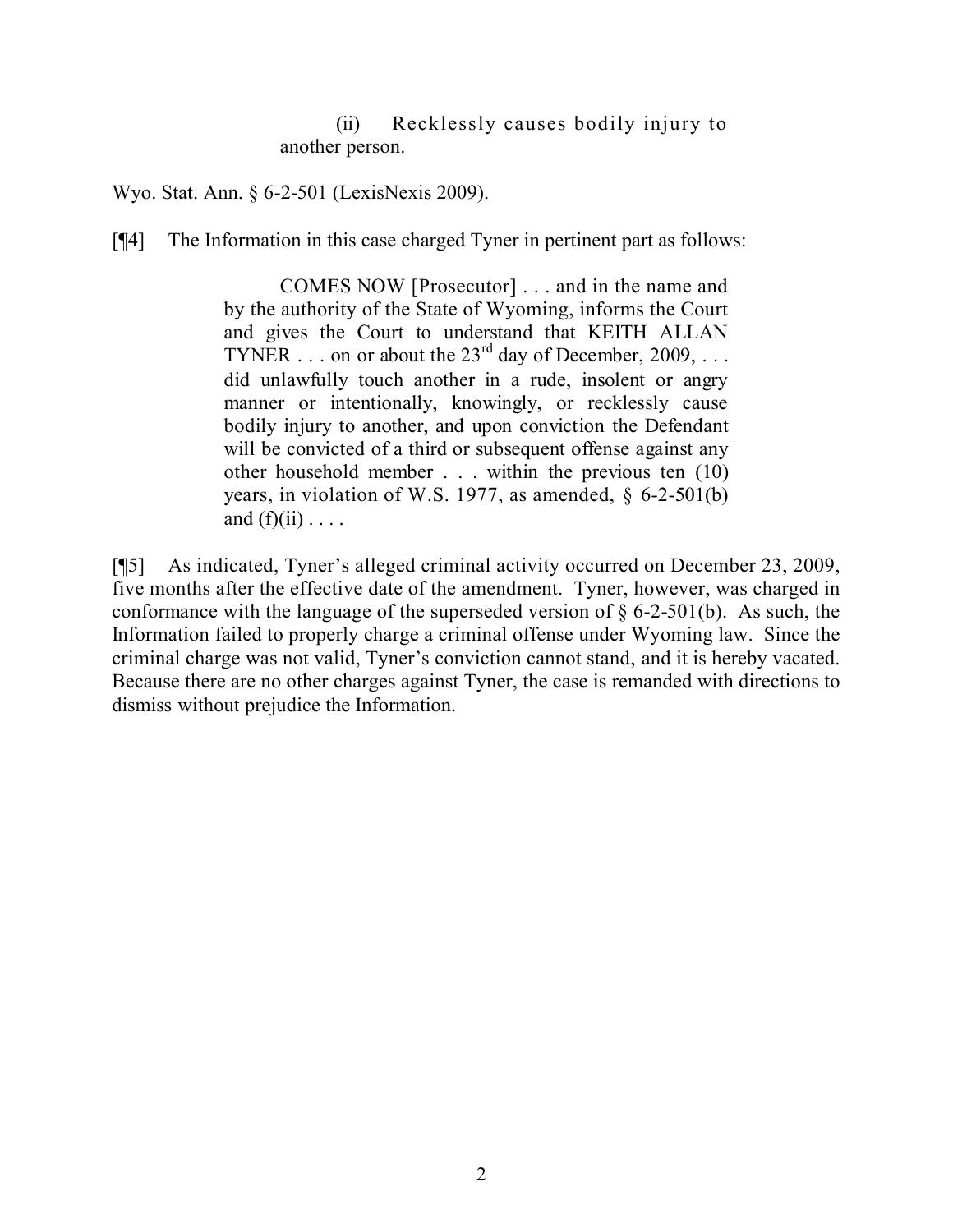> (ii) Recklessly causes bodily injury to another person.

Wyo. Stat. Ann. § 6-2-501 (LexisNexis 2009).

[¶4] The Information in this case charged Tyner in pertinent part as follows:

> COMES NOW [Prosecutor] . . . and in the name and by the authority of the State of Wyoming, informs the Court and gives the Court to understand that KEITH ALLAN TYNER . . . on or about the 23rd day of December, 2009, . . . did unlawfully touch another in a rude, insolent or angry manner or intentionally, knowingly, or recklessly cause bodily injury to another, and upon conviction the Defendant will be convicted of a third or subsequent offense against any other household member . . . within the previous ten (10) years, in violation of W.S. 1977, as amended, § 6-2-501(b) and (f)(ii) . . . .

[¶5] As indicated, Tyner's alleged criminal activity occurred on December 23, 2009, five months after the effective date of the amendment. Tyner, however, was charged in conformance with the language of the superseded version of § 6-2-501(b). As such, the Information failed to properly charge a criminal offense under Wyoming law. Since the criminal charge was not valid, Tyner's conviction cannot stand, and it is hereby vacated. Because there are no other charges against Tyner, the case is remanded with directions to dismiss without prejudice the Information.